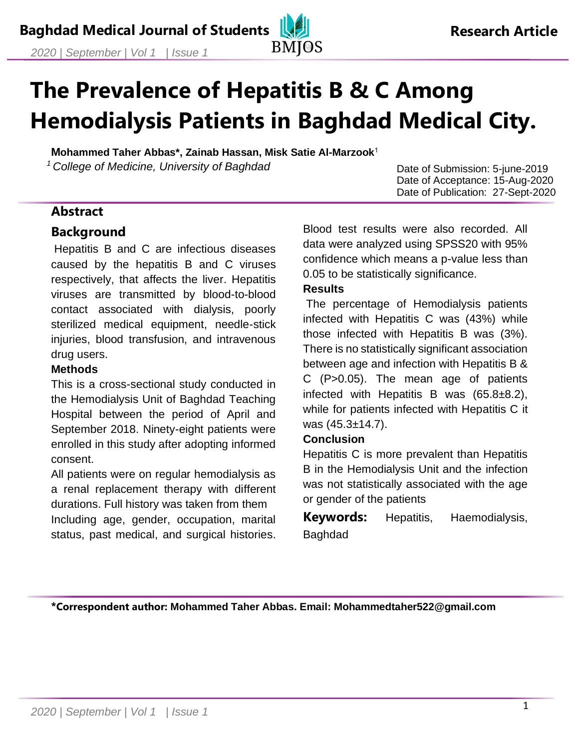Research Article

# The Prevalence of Hepatitis B & C Among Hemodialysis Patients in Baghdad Medical City.

**Mohammed Taher Abbas\*, Zainab Hassan, Misk Satie Al-Marzook**[1]

[1] *College of Medicine, University of Baghdad*

Date of Submission: 5-june-2019
Date of Acceptance: 15-Aug-2020
Date of Publication: 27-Sept-2020

## Abstract

### Background

Hepatitis B and C are infectious diseases caused by the hepatitis B and C viruses respectively, that affects the liver. Hepatitis viruses are transmitted by blood-to-blood contact associated with dialysis, poorly sterilized medical equipment, needle-stick injuries, blood transfusion, and intravenous drug users.

**Methods**

This is a cross-sectional study conducted in the Hemodialysis Unit of Baghdad Teaching Hospital between the period of April and September 2018. Ninety-eight patients were enrolled in this study after adopting informed consent.

All patients were on regular hemodialysis as a renal replacement therapy with different durations. Full history was taken from them Including age, gender, occupation, marital status, past medical, and surgical histories. Blood test results were also recorded. All data were analyzed using SPSS20 with 95% confidence which means a p-value less than 0.05 to be statistically significance.

**Results**

The percentage of Hemodialysis patients infected with Hepatitis C was (43%) while those infected with Hepatitis B was (3%). There is no statistically significant association between age and infection with Hepatitis B & C ($P>0.05$). The mean age of patients infected with Hepatitis B was ($65.8 \pm 8.2$), while for patients infected with Hepatitis C it was ($45.3 \pm 14.7$).

**Conclusion**

Hepatitis C is more prevalent than Hepatitis B in the Hemodialysis Unit and the infection was not statistically associated with the age or gender of the patients

**Keywords:** Hepatitis, Haemodialysis, Baghdad

**\*Correspondent author: Mohammed Taher Abbas. Email: Mohammedtaher522@gmail.com**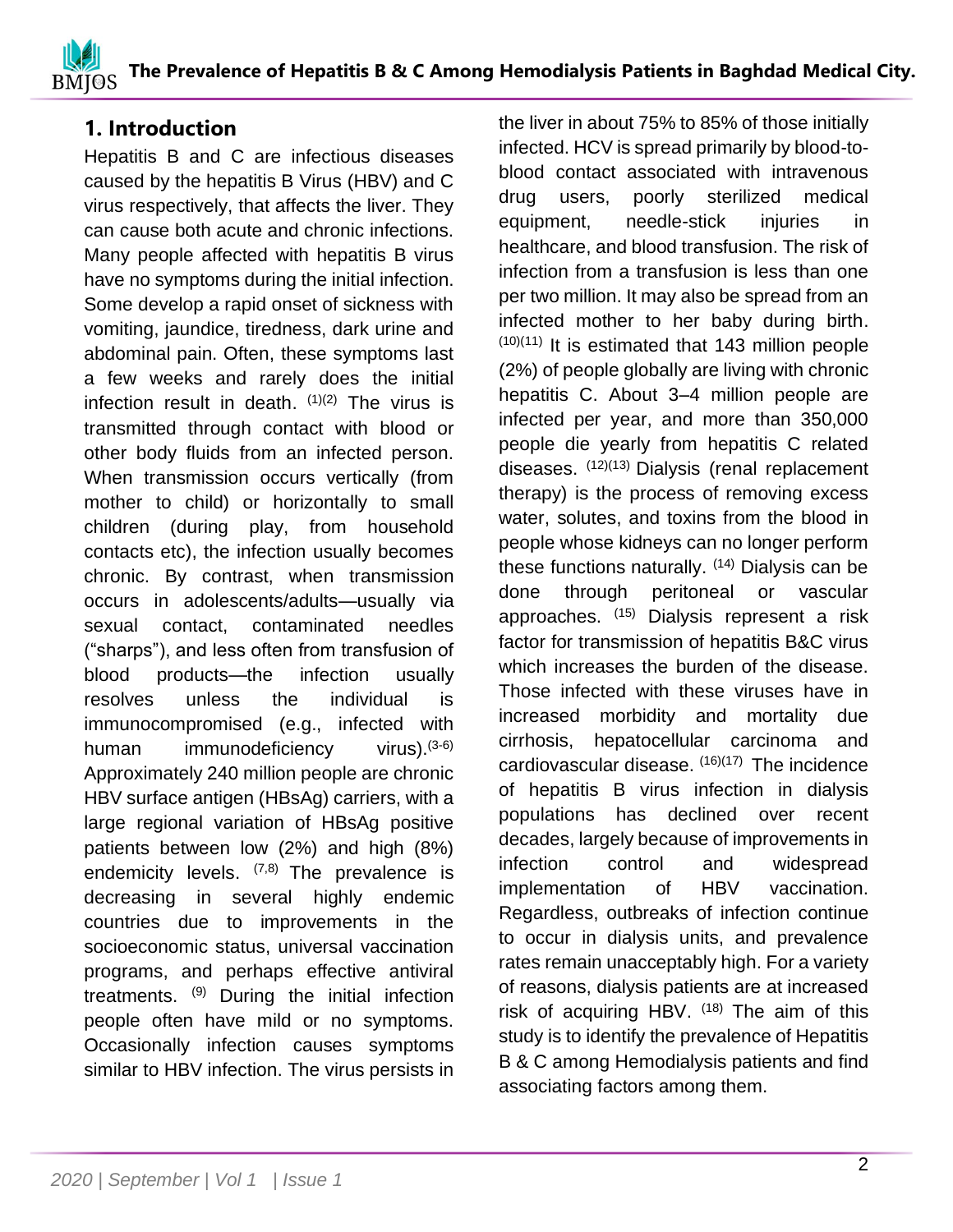## 1. Introduction

Hepatitis B and C are infectious diseases caused by the hepatitis B Virus (HBV) and C virus respectively, that affects the liver. They can cause both acute and chronic infections. Many people affected with hepatitis B virus have no symptoms during the initial infection. Some develop a rapid onset of sickness with vomiting, jaundice, tiredness, dark urine and abdominal pain. Often, these symptoms last a few weeks and rarely does the initial infection result in death. [1][2] The virus is transmitted through contact with blood or other body fluids from an infected person. When transmission occurs vertically (from mother to child) or horizontally to small children (during play, from household contacts etc), the infection usually becomes chronic. By contrast, when transmission occurs in adolescents/adults—usually via sexual contact, contaminated needles ("sharps"), and less often from transfusion of blood products—the infection usually resolves unless the individual is immunocompromised (e.g., infected with human immunodeficiency virus).[3-6] Approximately 240 million people are chronic HBV surface antigen (HBsAg) carriers, with a large regional variation of HBsAg positive patients between low (2%) and high (8%) endemicity levels. [7,8] The prevalence is decreasing in several highly endemic countries due to improvements in the socioeconomic status, universal vaccination programs, and perhaps effective antiviral treatments. [9] During the initial infection people often have mild or no symptoms. Occasionally infection causes symptoms similar to HBV infection. The virus persists in the liver in about 75% to 85% of those initially infected. HCV is spread primarily by blood-to-blood contact associated with intravenous drug users, poorly sterilized medical equipment, needle-stick injuries in healthcare, and blood transfusion. The risk of infection from a transfusion is less than one per two million. It may also be spread from an infected mother to her baby during birth. [10][11] It is estimated that 143 million people (2%) of people globally are living with chronic hepatitis C. About 3–4 million people are infected per year, and more than 350,000 people die yearly from hepatitis C related diseases. [12][13] Dialysis (renal replacement therapy) is the process of removing excess water, solutes, and toxins from the blood in people whose kidneys can no longer perform these functions naturally. [14] Dialysis can be done through peritoneal or vascular approaches. [15] Dialysis represent a risk factor for transmission of hepatitis B&C virus which increases the burden of the disease. Those infected with these viruses have in increased morbidity and mortality due cirrhosis, hepatocellular carcinoma and cardiovascular disease. [16][17] The incidence of hepatitis B virus infection in dialysis populations has declined over recent decades, largely because of improvements in infection control and widespread implementation of HBV vaccination. Regardless, outbreaks of infection continue to occur in dialysis units, and prevalence rates remain unacceptably high. For a variety of reasons, dialysis patients are at increased risk of acquiring HBV. [18] The aim of this study is to identify the prevalence of Hepatitis B & C among Hemodialysis patients and find associating factors among them.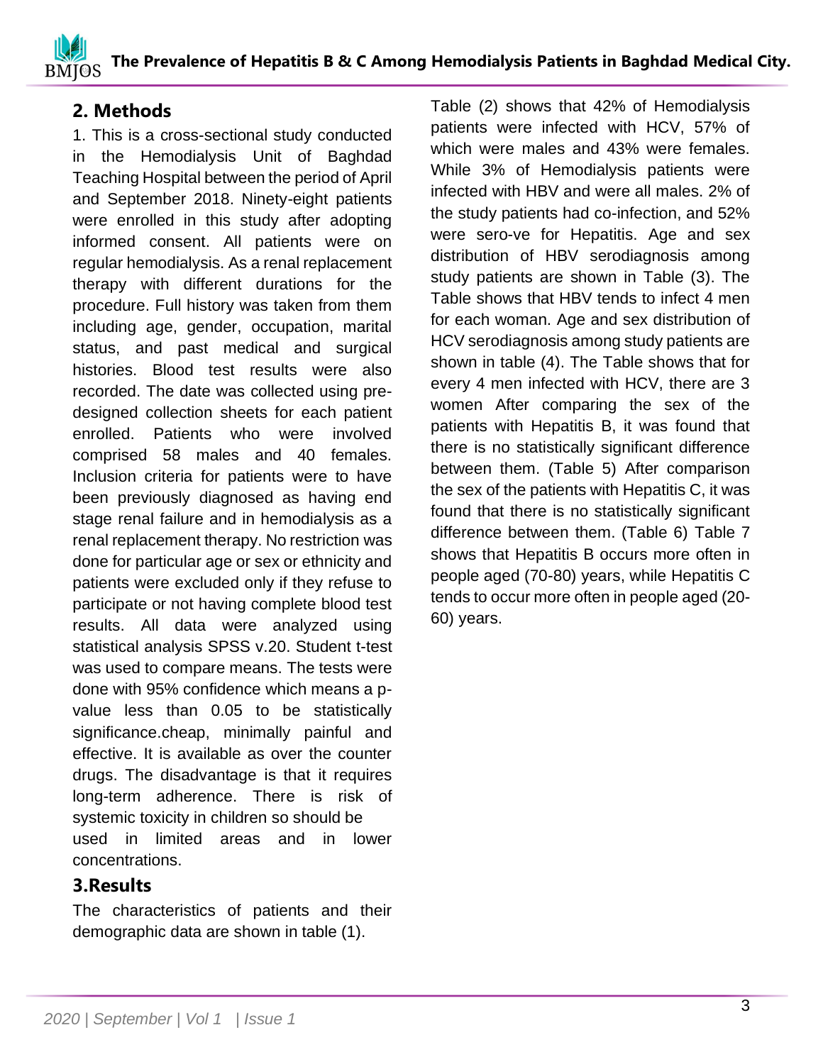## 2. Methods

1. This is a cross-sectional study conducted in the Hemodialysis Unit of Baghdad Teaching Hospital between the period of April and September 2018. Ninety-eight patients were enrolled in this study after adopting informed consent. All patients were on regular hemodialysis. As a renal replacement therapy with different durations for the procedure. Full history was taken from them including age, gender, occupation, marital status, and past medical and surgical histories. Blood test results were also recorded. The date was collected using pre-designed collection sheets for each patient enrolled. Patients who were involved comprised 58 males and 40 females. Inclusion criteria for patients were to have been previously diagnosed as having end stage renal failure and in hemodialysis as a renal replacement therapy. No restriction was done for particular age or sex or ethnicity and patients were excluded only if they refuse to participate or not having complete blood test results. All data were analyzed using statistical analysis SPSS v.20. Student t-test was used to compare means. The tests were done with 95% confidence which means a p-value less than 0.05 to be statistically significance.cheap, minimally painful and effective. It is available as over the counter drugs. The disadvantage is that it requires long-term adherence. There is risk of systemic toxicity in children so should be used in limited areas and in lower concentrations.

## 3.Results

The characteristics of patients and their demographic data are shown in table (1).

Table (2) shows that 42% of Hemodialysis patients were infected with HCV, 57% of which were males and 43% were females. While 3% of Hemodialysis patients were infected with HBV and were all males. 2% of the study patients had co-infection, and 52% were sero-ve for Hepatitis. Age and sex distribution of HBV serodiagnosis among study patients are shown in Table (3). The Table shows that HBV tends to infect 4 men for each woman. Age and sex distribution of HCV serodiagnosis among study patients are shown in table (4). The Table shows that for every 4 men infected with HCV, there are 3 women After comparing the sex of the patients with Hepatitis B, it was found that there is no statistically significant difference between them. (Table 5) After comparison the sex of the patients with Hepatitis C, it was found that there is no statistically significant difference between them. (Table 6) Table 7 shows that Hepatitis B occurs more often in people aged (70-80) years, while Hepatitis C tends to occur more often in people aged (20-60) years.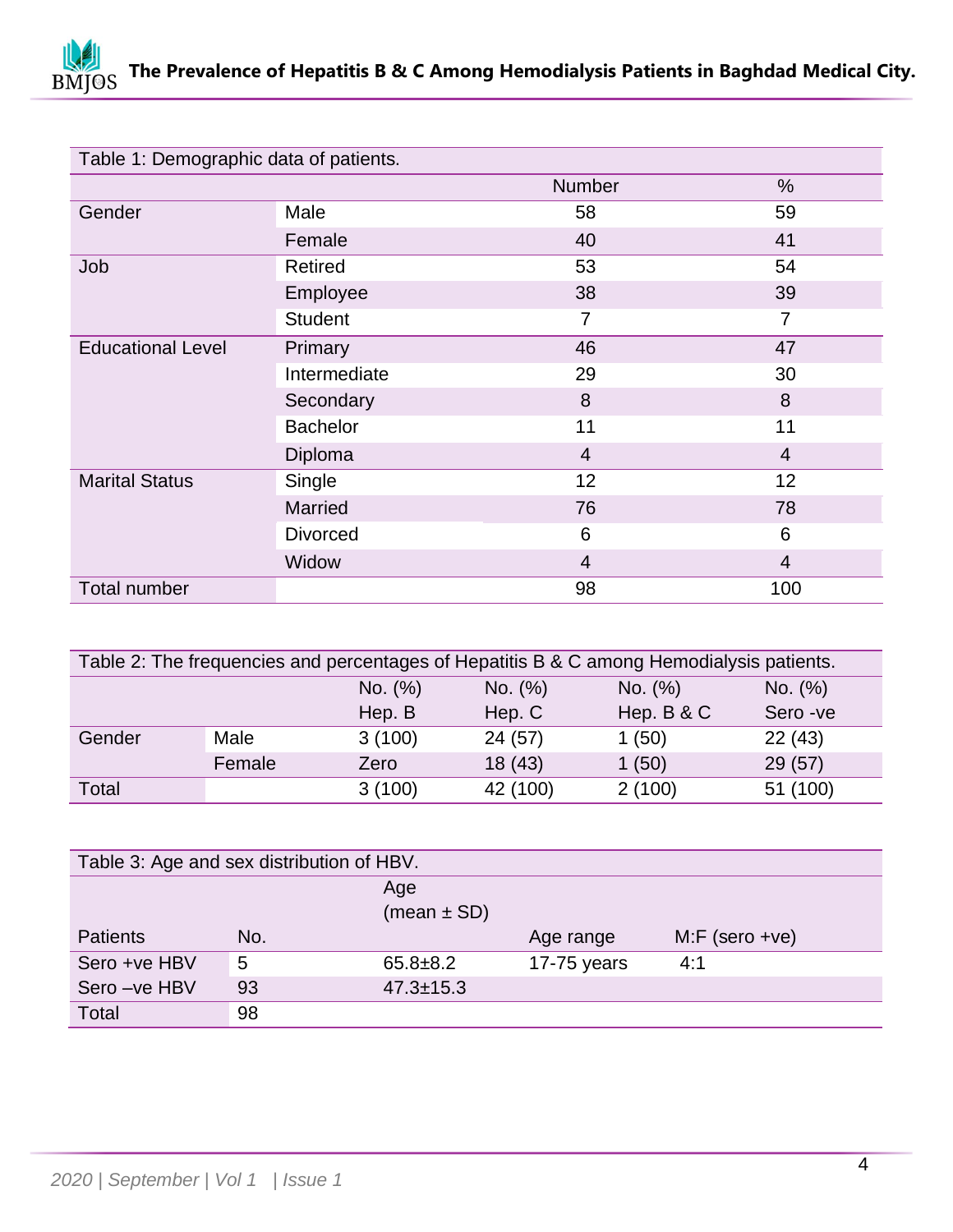Table 1: Demographic data of patients.

| | | Number | % |
|---|---|---|---|
| Gender | Male | 58 | 59 |
| | Female | 40 | 41 |
| Job | Retired | 53 | 54 |
| | Employee | 38 | 39 |
| | Student | 7 | 7 |
| Educational Level | Primary | 46 | 47 |
| | Intermediate | 29 | 30 |
| | Secondary | 8 | 8 |
| | Bachelor | 11 | 11 |
| | Diploma | 4 | 4 |
| Marital Status | Single | 12 | 12 |
| | Married | 76 | 78 |
| | Divorced | 6 | 6 |
| | Widow | 4 | 4 |
| Total number | | 98 | 100 |

Table 2: The frequencies and percentages of Hepatitis B & C among Hemodialysis patients.

| | | No. (%) Hep. B | No. (%) Hep. C | No. (%) Hep. B & C | No. (%) Sero -ve |
|---|---|---|---|---|---|
| Gender | Male | 3 (100) | 24 (57) | 1 (50) | 22 (43) |
| | Female | Zero | 18 (43) | 1 (50) | 29 (57) |
| Total | | 3 (100) | 42 (100) | 2 (100) | 51 (100) |

Table 3: Age and sex distribution of HBV.

| Patients | No. | Age (mean ± SD) | Age range | M:F (sero +ve) |
|---|---|---|---|---|
| Sero +ve HBV | 5 | 65.8±8.2 | 17-75 years | 4:1 |
| Sero –ve HBV | 93 | 47.3±15.3 | | |
| Total | 98 | | | |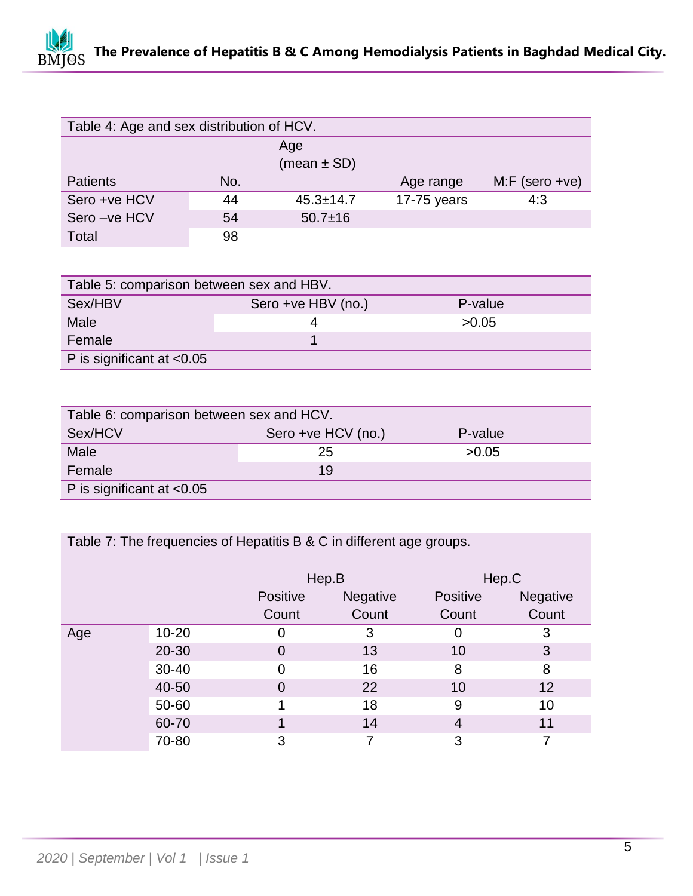Table 4: Age and sex distribution of HCV.

| Patients | No. | Age (mean ± SD) | Age range | M:F (sero +ve) |
|---|---|---|---|---|
| Sero +ve HCV | 44 | 45.3±14.7 | 17-75 years | 4:3 |
| Sero –ve HCV | 54 | 50.7±16 | | |
| Total | 98 | | | |

Table 5: comparison between sex and HBV.

| Sex/HBV | Sero +ve HBV (no.) | P-value |
|---|---|---|
| Male | 4 | >0.05 |
| Female | 1 | |
| P is significant at <0.05 | | |

Table 6: comparison between sex and HCV.

| Sex/HCV | Sero +ve HCV (no.) | P-value |
|---|---|---|
| Male | 25 | >0.05 |
| Female | 19 | |
| P is significant at <0.05 | | |

Table 7: The frequencies of Hepatitis B & C in different age groups.

| | | Hep.B | | Hep.C | |
|---|---|---|---|---|---|
| | | Positive Count | Negative Count | Positive Count | Negative Count |
| Age | 10-20 | 0 | 3 | 0 | 3 |
| | 20-30 | 0 | 13 | 10 | 3 |
| | 30-40 | 0 | 16 | 8 | 8 |
| | 40-50 | 0 | 22 | 10 | 12 |
| | 50-60 | 1 | 18 | 9 | 10 |
| | 60-70 | 1 | 14 | 4 | 11 |
| | 70-80 | 3 | 7 | 3 | 7 |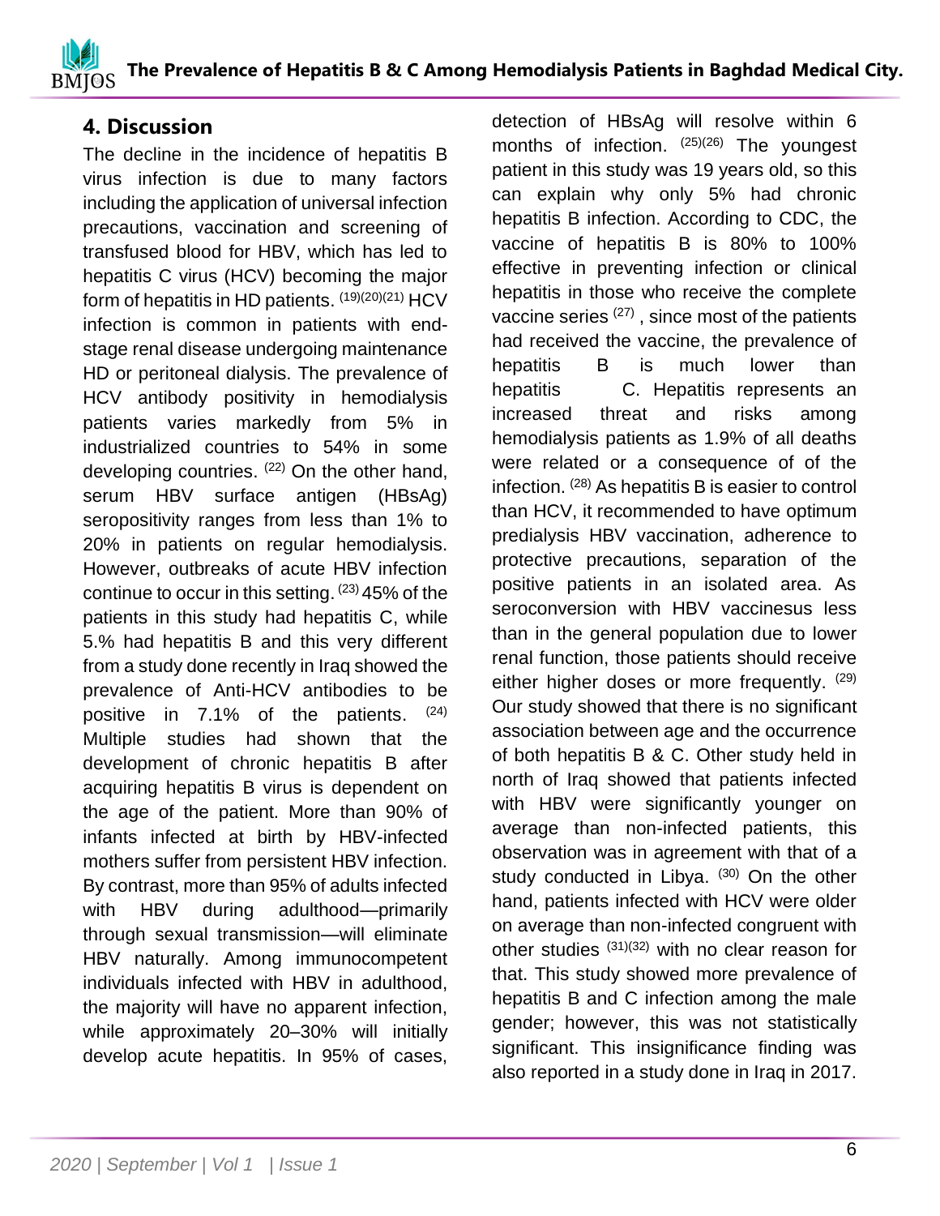## 4. Discussion

The decline in the incidence of hepatitis B virus infection is due to many factors including the application of universal infection precautions, vaccination and screening of transfused blood for HBV, which has led to hepatitis C virus (HCV) becoming the major form of hepatitis in HD patients. [19][20][21] HCV infection is common in patients with end-stage renal disease undergoing maintenance HD or peritoneal dialysis. The prevalence of HCV antibody positivity in hemodialysis patients varies markedly from 5% in industrialized countries to 54% in some developing countries. [22] On the other hand, serum HBV surface antigen (HBsAg) seropositivity ranges from less than 1% to 20% in patients on regular hemodialysis. However, outbreaks of acute HBV infection continue to occur in this setting. [23] 45% of the patients in this study had hepatitis C, while 5.% had hepatitis B and this very different from a study done recently in Iraq showed the prevalence of Anti-HCV antibodies to be positive in 7.1% of the patients. [24] Multiple studies had shown that the development of chronic hepatitis B after acquiring hepatitis B virus is dependent on the age of the patient. More than 90% of infants infected at birth by HBV-infected mothers suffer from persistent HBV infection. By contrast, more than 95% of adults infected with HBV during adulthood—primarily through sexual transmission—will eliminate HBV naturally. Among immunocompetent individuals infected with HBV in adulthood, the majority will have no apparent infection, while approximately 20–30% will initially develop acute hepatitis. In 95% of cases, detection of HBsAg will resolve within 6 months of infection. [25][26] The youngest patient in this study was 19 years old, so this can explain why only 5% had chronic hepatitis B infection. According to CDC, the vaccine of hepatitis B is 80% to 100% effective in preventing infection or clinical hepatitis in those who receive the complete vaccine series [27] , since most of the patients had received the vaccine, the prevalence of hepatitis B is much lower than hepatitis C. Hepatitis represents an increased threat and risks among hemodialysis patients as 1.9% of all deaths were related or a consequence of of the infection. [28] As hepatitis B is easier to control than HCV, it recommended to have optimum predialysis HBV vaccination, adherence to protective precautions, separation of the positive patients in an isolated area. As seroconversion with HBV vaccinesus less than in the general population due to lower renal function, those patients should receive either higher doses or more frequently. [29] Our study showed that there is no significant association between age and the occurrence of both hepatitis B & C. Other study held in north of Iraq showed that patients infected with HBV were significantly younger on average than non-infected patients, this observation was in agreement with that of a study conducted in Libya. [30] On the other hand, patients infected with HCV were older on average than non-infected congruent with other studies [31][32] with no clear reason for that. This study showed more prevalence of hepatitis B and C infection among the male gender; however, this was not statistically significant. This insignificance finding was also reported in a study done in Iraq in 2017.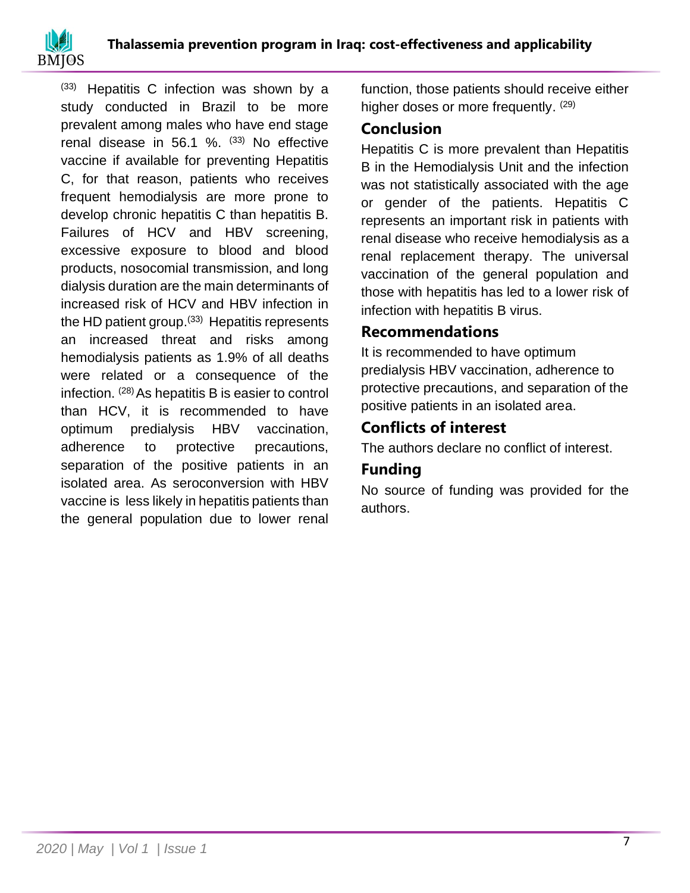[33] Hepatitis C infection was shown by a study conducted in Brazil to be more prevalent among males who have end stage renal disease in 56.1 %. [33] No effective vaccine if available for preventing Hepatitis C, for that reason, patients who receives frequent hemodialysis are more prone to develop chronic hepatitis C than hepatitis B. Failures of HCV and HBV screening, excessive exposure to blood and blood products, nosocomial transmission, and long dialysis duration are the main determinants of increased risk of HCV and HBV infection in the HD patient group.[33] Hepatitis represents an increased threat and risks among hemodialysis patients as 1.9% of all deaths were related or a consequence of the infection. [28] As hepatitis B is easier to control than HCV, it is recommended to have optimum predialysis HBV vaccination, adherence to protective precautions, separation of the positive patients in an isolated area. As seroconversion with HBV vaccine is less likely in hepatitis patients than the general population due to lower renal function, those patients should receive either higher doses or more frequently. [29]

## Conclusion

Hepatitis C is more prevalent than Hepatitis B in the Hemodialysis Unit and the infection was not statistically associated with the age or gender of the patients. Hepatitis C represents an important risk in patients with renal disease who receive hemodialysis as a renal replacement therapy. The universal vaccination of the general population and those with hepatitis has led to a lower risk of infection with hepatitis B virus.

## Recommendations

It is recommended to have optimum predialysis HBV vaccination, adherence to protective precautions, and separation of the positive patients in an isolated area.

## Conflicts of interest

The authors declare no conflict of interest.

## Funding

No source of funding was provided for the authors.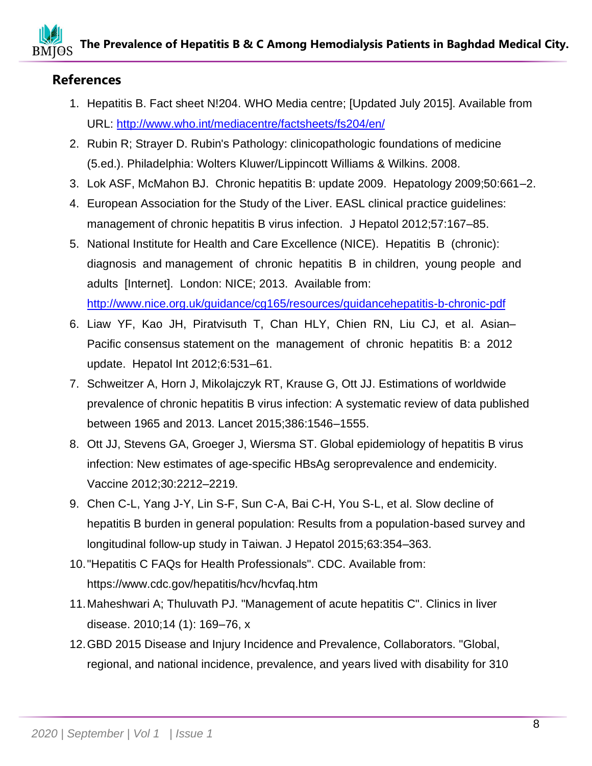## References

1. Hepatitis B. Fact sheet N!204. WHO Media centre; [Updated July 2015]. Available from URL: [http://www.who.int/mediacentre/factsheets/fs204/en/](http://www.who.int/mediacentre/factsheets/fs204/en/)
2. Rubin R; Strayer D. Rubin's Pathology: clinicopathologic foundations of medicine (5.ed.). Philadelphia: Wolters Kluwer/Lippincott Williams & Wilkins. 2008.
3. Lok ASF, McMahon BJ. Chronic hepatitis B: update 2009. Hepatology 2009;50:661–2.
4. European Association for the Study of the Liver. EASL clinical practice guidelines: management of chronic hepatitis B virus infection. J Hepatol 2012;57:167–85.
5. National Institute for Health and Care Excellence (NICE). Hepatitis B (chronic): diagnosis and management of chronic hepatitis B in children, young people and adults [Internet]. London: NICE; 2013. Available from: [http://www.nice.org.uk/guidance/cg165/resources/guidancehepatitis-b-chronic-pdf](http://www.nice.org.uk/guidance/cg165/resources/guidancehepatitis-b-chronic-pdf)
6. Liaw YF, Kao JH, Piratvisuth T, Chan HLY, Chien RN, Liu CJ, et al. Asian–Pacific consensus statement on the management of chronic hepatitis B: a 2012 update. Hepatol Int 2012;6:531–61.
7. Schweitzer A, Horn J, Mikolajczyk RT, Krause G, Ott JJ. Estimations of worldwide prevalence of chronic hepatitis B virus infection: A systematic review of data published between 1965 and 2013. Lancet 2015;386:1546–1555.
8. Ott JJ, Stevens GA, Groeger J, Wiersma ST. Global epidemiology of hepatitis B virus infection: New estimates of age-specific HBsAg seroprevalence and endemicity. Vaccine 2012;30:2212–2219.
9. Chen C-L, Yang J-Y, Lin S-F, Sun C-A, Bai C-H, You S-L, et al. Slow decline of hepatitis B burden in general population: Results from a population-based survey and longitudinal follow-up study in Taiwan. J Hepatol 2015;63:354–363.
10. "Hepatitis C FAQs for Health Professionals". CDC. Available from: https://www.cdc.gov/hepatitis/hcv/hcvfaq.htm
11. Maheshwari A; Thuluvath PJ. "Management of acute hepatitis C". Clinics in liver disease. 2010;14 (1): 169–76, x
12. GBD 2015 Disease and Injury Incidence and Prevalence, Collaborators. "Global, regional, and national incidence, prevalence, and years lived with disability for 310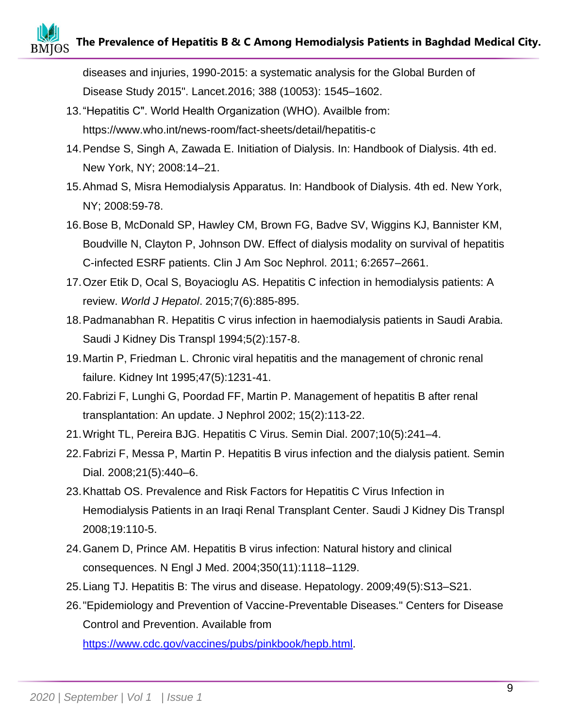diseases and injuries, 1990-2015: a systematic analysis for the Global Burden of Disease Study 2015". Lancet.2016; 388 (10053): 1545–1602.

13. “Hepatitis C". World Health Organization (WHO). Availble from: https://www.who.int/news-room/fact-sheets/detail/hepatitis-c
14. Pendse S, Singh A, Zawada E. Initiation of Dialysis. In: Handbook of Dialysis. 4th ed. New York, NY; 2008:14–21.
15. Ahmad S, Misra Hemodialysis Apparatus. In: Handbook of Dialysis. 4th ed. New York, NY; 2008:59-78.
16. Bose B, McDonald SP, Hawley CM, Brown FG, Badve SV, Wiggins KJ, Bannister KM, Boudville N, Clayton P, Johnson DW. Effect of dialysis modality on survival of hepatitis C-infected ESRF patients. Clin J Am Soc Nephrol. 2011; 6:2657–2661.
17. Ozer Etik D, Ocal S, Boyacioglu AS. Hepatitis C infection in hemodialysis patients: A review. *World J Hepatol*. 2015;7(6):885-895.
18. Padmanabhan R. Hepatitis C virus infection in haemodialysis patients in Saudi Arabia. Saudi J Kidney Dis Transpl 1994;5(2):157-8.
19. Martin P, Friedman L. Chronic viral hepatitis and the management of chronic renal failure. Kidney Int 1995;47(5):1231-41.
20. Fabrizi F, Lunghi G, Poordad FF, Martin P. Management of hepatitis B after renal transplantation: An update. J Nephrol 2002; 15(2):113-22.
21. Wright TL, Pereira BJG. Hepatitis C Virus. Semin Dial. 2007;10(5):241–4.
22. Fabrizi F, Messa P, Martin P. Hepatitis B virus infection and the dialysis patient. Semin Dial. 2008;21(5):440–6.
23. Khattab OS. Prevalence and Risk Factors for Hepatitis C Virus Infection in Hemodialysis Patients in an Iraqi Renal Transplant Center. Saudi J Kidney Dis Transpl 2008;19:110-5.
24. Ganem D, Prince AM. Hepatitis B virus infection: Natural history and clinical consequences. N Engl J Med. 2004;350(11):1118–1129.
25. Liang TJ. Hepatitis B: The virus and disease. Hepatology. 2009;49(5):S13–S21.
26. "Epidemiology and Prevention of Vaccine-Preventable Diseases." Centers for Disease Control and Prevention. Available from https://www.cdc.gov/vaccines/pubs/pinkbook/hepb.html.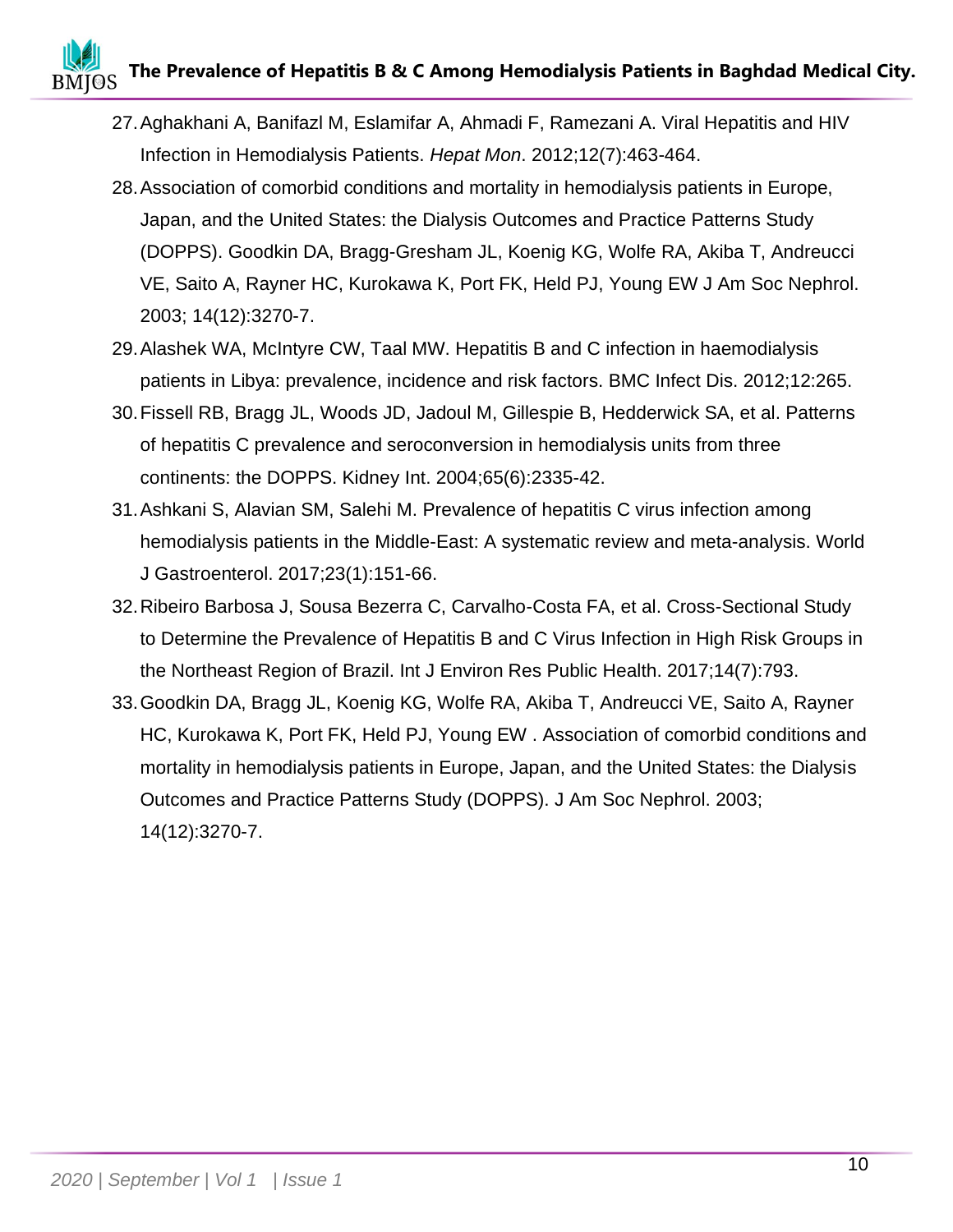27. Aghakhani A, Banifazl M, Eslamifar A, Ahmadi F, Ramezani A. Viral Hepatitis and HIV Infection in Hemodialysis Patients. *Hepat Mon*. 2012;12(7):463-464.
28. Association of comorbid conditions and mortality in hemodialysis patients in Europe, Japan, and the United States: the Dialysis Outcomes and Practice Patterns Study (DOPPS). Goodkin DA, Bragg-Gresham JL, Koenig KG, Wolfe RA, Akiba T, Andreucci VE, Saito A, Rayner HC, Kurokawa K, Port FK, Held PJ, Young EW J Am Soc Nephrol. 2003; 14(12):3270-7.
29. Alashek WA, McIntyre CW, Taal MW. Hepatitis B and C infection in haemodialysis patients in Libya: prevalence, incidence and risk factors. BMC Infect Dis. 2012;12:265.
30. Fissell RB, Bragg JL, Woods JD, Jadoul M, Gillespie B, Hedderwick SA, et al. Patterns of hepatitis C prevalence and seroconversion in hemodialysis units from three continents: the DOPPS. Kidney Int. 2004;65(6):2335-42.
31. Ashkani S, Alavian SM, Salehi M. Prevalence of hepatitis C virus infection among hemodialysis patients in the Middle-East: A systematic review and meta-analysis. World J Gastroenterol. 2017;23(1):151-66.
32. Ribeiro Barbosa J, Sousa Bezerra C, Carvalho-Costa FA, et al. Cross-Sectional Study to Determine the Prevalence of Hepatitis B and C Virus Infection in High Risk Groups in the Northeast Region of Brazil. Int J Environ Res Public Health. 2017;14(7):793.
33. Goodkin DA, Bragg JL, Koenig KG, Wolfe RA, Akiba T, Andreucci VE, Saito A, Rayner HC, Kurokawa K, Port FK, Held PJ, Young EW . Association of comorbid conditions and mortality in hemodialysis patients in Europe, Japan, and the United States: the Dialysis Outcomes and Practice Patterns Study (DOPPS). J Am Soc Nephrol. 2003; 14(12):3270-7.